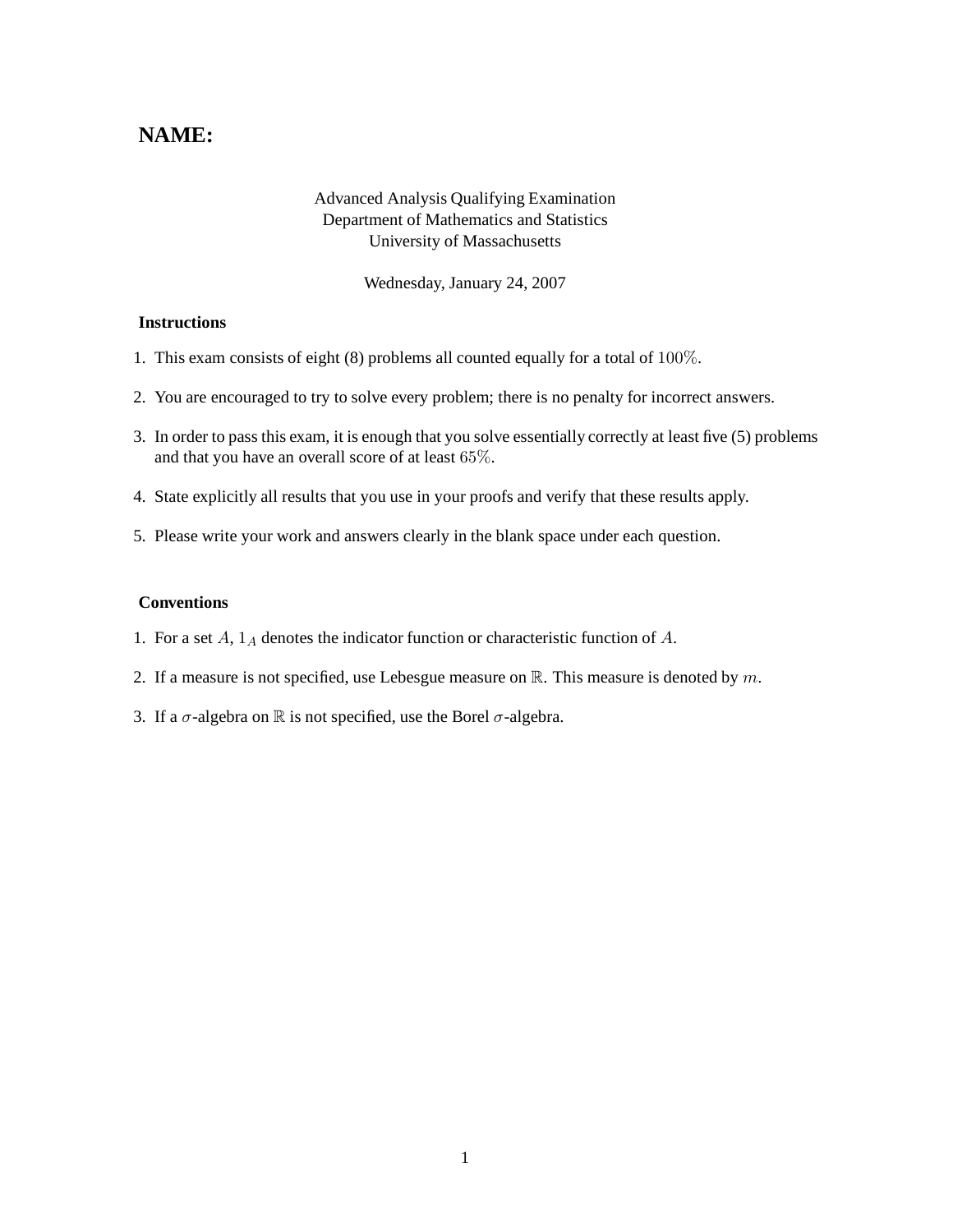# NAME:

Advanced Analysis Qualifying Examination
Department of Mathematics and Statistics
University of Massachusetts

Wednesday, January 24, 2007

### Instructions

1. This exam consists of eight (8) problems all counted equally for a total of $100\%$.
2. You are encouraged to try to solve every problem; there is no penalty for incorrect answers.
3. In order to pass this exam, it is enough that you solve essentially correctly at least five (5) problems and that you have an overall score of at least $65\%$.
4. State explicitly all results that you use in your proofs and verify that these results apply.
5. Please write your work and answers clearly in the blank space under each question.

### Conventions

1. For a set $A$, $1_A$ denotes the indicator function or characteristic function of $A$.
2. If a measure is not specified, use Lebesgue measure on $\mathbb{R}$. This measure is denoted by $m$.
3. If a $\sigma$-algebra on $\mathbb{R}$ is not specified, use the Borel $\sigma$-algebra.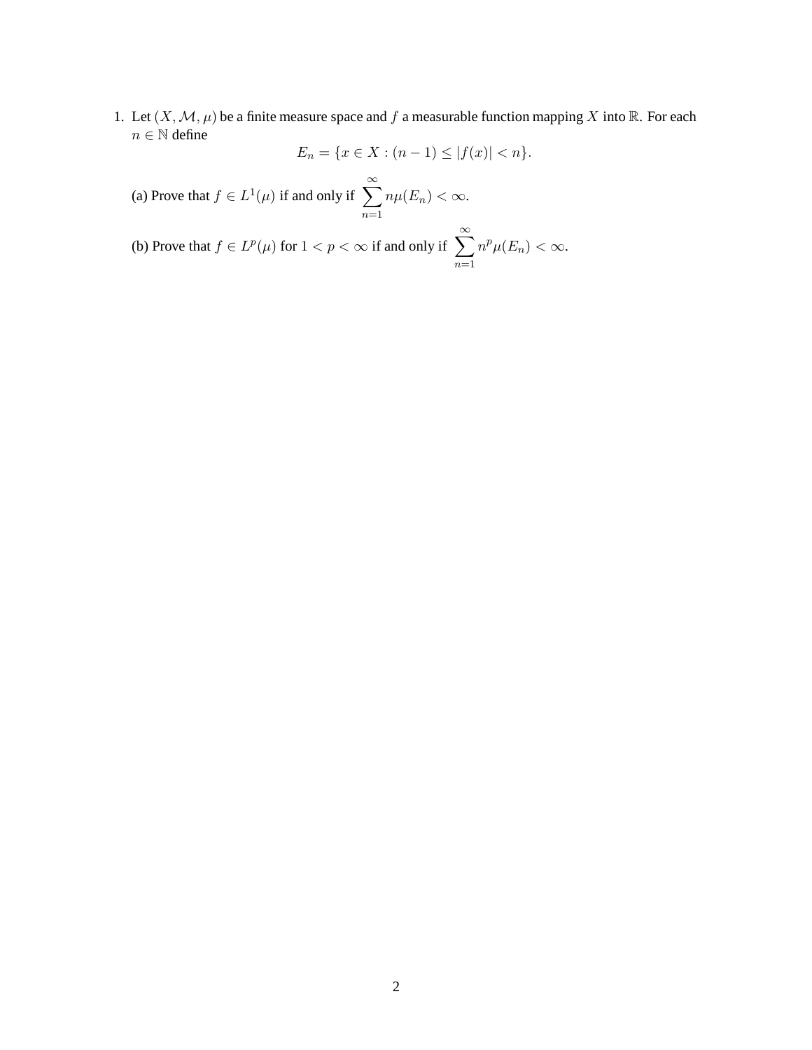1. Let $(X, \mathcal{M}, \mu)$ be a finite measure space and $f$ a measurable function mapping $X$ into $\mathbb{R}$. For each $n \in \mathbb{N}$ define

$$E_n = \{x \in X : (n-1) \leq |f(x)| < n\}.$$

(a) Prove that $f \in L^1(\mu)$ if and only if $\displaystyle\sum_{n=1}^{\infty} n\mu(E_n) < \infty$.

(b) Prove that $f \in L^p(\mu)$ for $1 < p < \infty$ if and only if $\displaystyle\sum_{n=1}^{\infty} n^p \mu(E_n) < \infty$.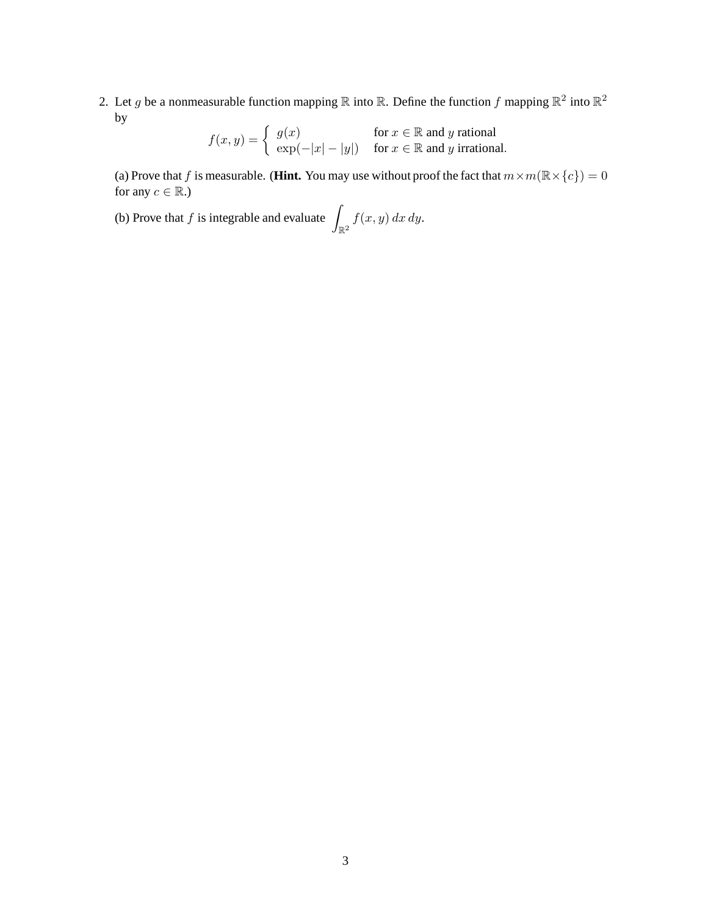2. Let $g$ be a nonmeasurable function mapping $\mathbb{R}$ into $\mathbb{R}$. Define the function $f$ mapping $\mathbb{R}^2$ into $\mathbb{R}^2$ by

$$f(x,y) = \begin{cases} g(x) & \text{for } x \in \mathbb{R} \text{ and } y \text{ rational} \\ \exp(-|x| - |y|) & \text{for } x \in \mathbb{R} \text{ and } y \text{ irrational.} \end{cases}$$

   (a) Prove that $f$ is measurable. (**Hint.** You may use without proof the fact that $m \times m(\mathbb{R} \times \{c\}) = 0$ for any $c \in \mathbb{R}$.)

   (b) Prove that $f$ is integrable and evaluate $\displaystyle\int_{\mathbb{R}^2} f(x,y)\,dx\,dy$.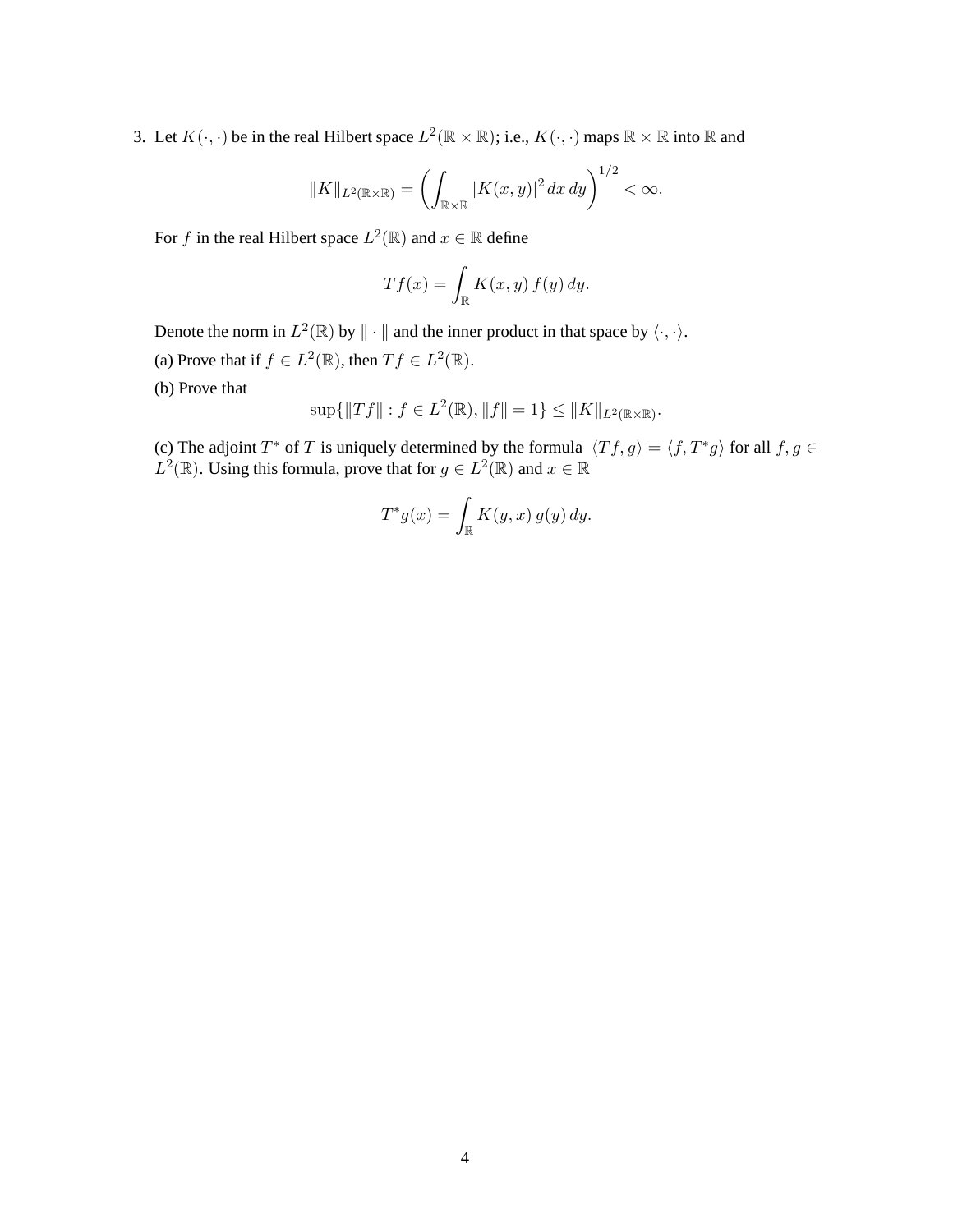3. Let $K(\cdot, \cdot)$ be in the real Hilbert space $L^2(\mathbb{R} \times \mathbb{R})$; i.e., $K(\cdot, \cdot)$ maps $\mathbb{R} \times \mathbb{R}$ into $\mathbb{R}$ and

$$\|K\|_{L^2(\mathbb{R}\times\mathbb{R})} = \left( \int_{\mathbb{R}\times\mathbb{R}} |K(x,y)|^2 \, dx \, dy \right)^{1/2} < \infty.$$

For $f$ in the real Hilbert space $L^2(\mathbb{R})$ and $x \in \mathbb{R}$ define

$$Tf(x) = \int_{\mathbb{R}} K(x,y) \, f(y) \, dy.$$

Denote the norm in $L^2(\mathbb{R})$ by $\| \cdot \|$ and the inner product in that space by $\langle \cdot, \cdot \rangle$.

(a) Prove that if $f \in L^2(\mathbb{R})$, then $Tf \in L^2(\mathbb{R})$.

(b) Prove that

$$\sup\{\|Tf\| : f \in L^2(\mathbb{R}), \|f\| = 1\} \leq \|K\|_{L^2(\mathbb{R}\times\mathbb{R})}.$$

(c) The adjoint $T^*$ of $T$ is uniquely determined by the formula $\langle Tf, g \rangle = \langle f, T^*g \rangle$ for all $f, g \in L^2(\mathbb{R})$. Using this formula, prove that for $g \in L^2(\mathbb{R})$ and $x \in \mathbb{R}$

$$T^*g(x) = \int_{\mathbb{R}} K(y,x) \, g(y) \, dy.$$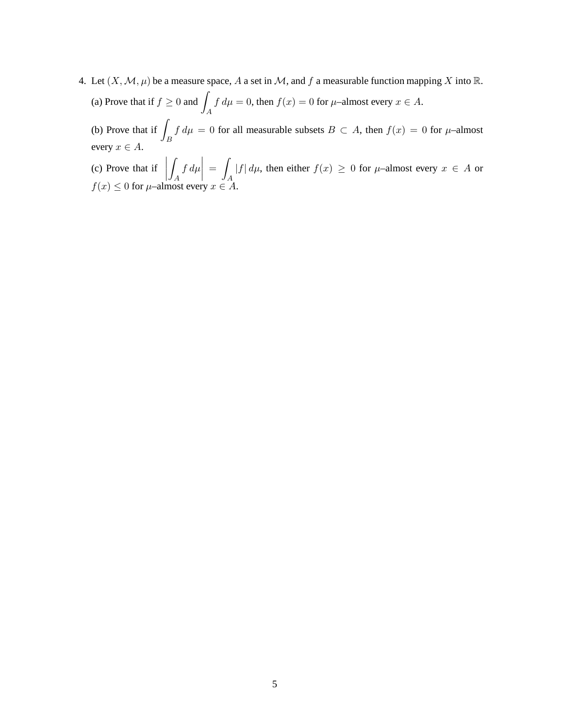4. Let $(X, \mathcal{M}, \mu)$ be a measure space, $A$ a set in $\mathcal{M}$, and $f$ a measurable function mapping $X$ into $\mathbb{R}$.

   (a) Prove that if $f \geq 0$ and $\displaystyle\int_A f\, d\mu = 0$, then $f(x) = 0$ for $\mu$–almost every $x \in A$.

   (b) Prove that if $\displaystyle\int_B f\, d\mu = 0$ for all measurable subsets $B \subset A$, then $f(x) = 0$ for $\mu$–almost every $x \in A$.

   (c) Prove that if $\displaystyle\left|\int_A f\, d\mu\right| = \int_A |f|\, d\mu$, then either $f(x) \geq 0$ for $\mu$–almost every $x \in A$ or $f(x) \leq 0$ for $\mu$–almost every $x \in A$.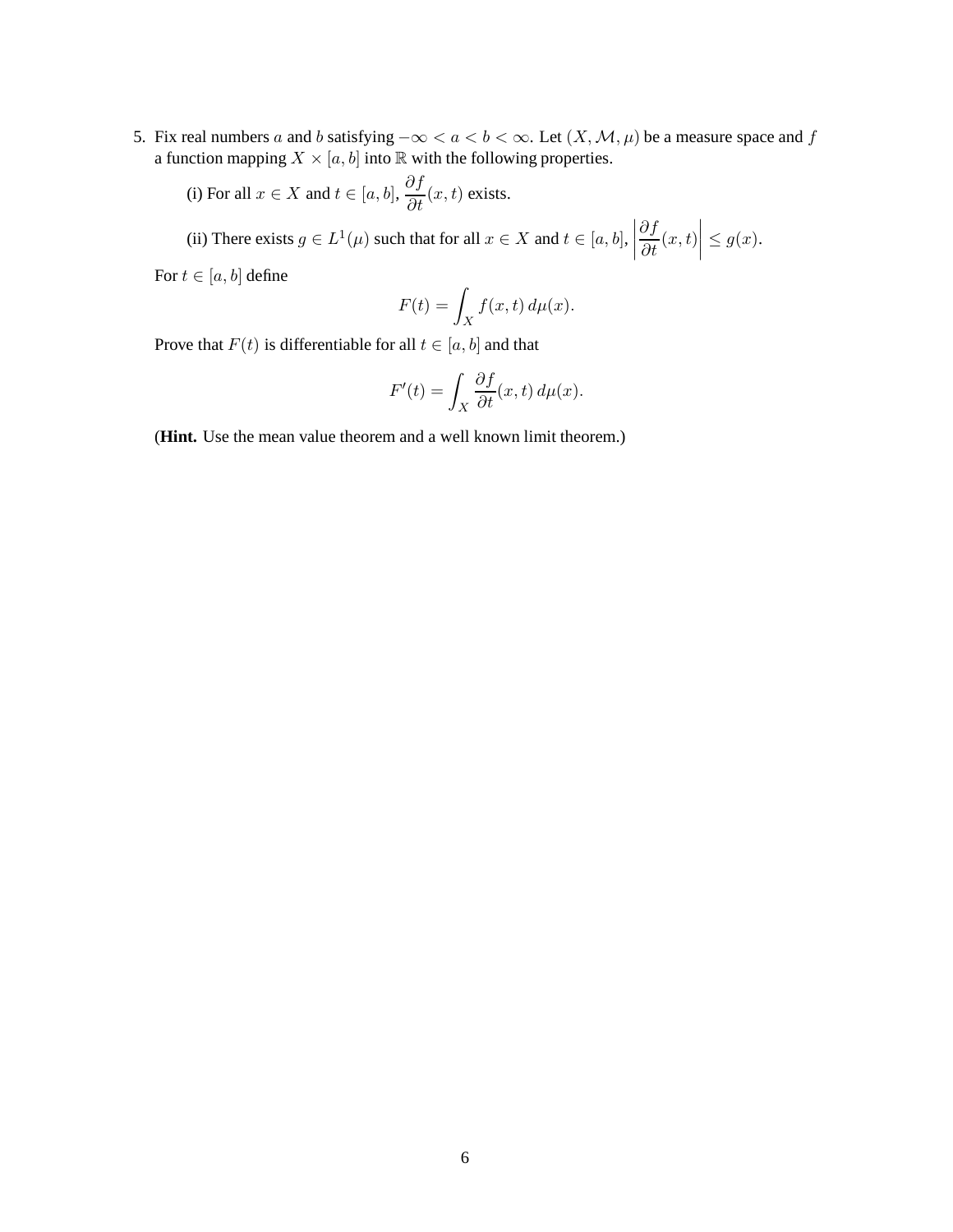5. Fix real numbers $a$ and $b$ satisfying $-\infty < a < b < \infty$. Let $(X, \mathcal{M}, \mu)$ be a measure space and $f$ a function mapping $X \times [a, b]$ into $\mathbb{R}$ with the following properties.

   (i) For all $x \in X$ and $t \in [a, b]$, $\dfrac{\partial f}{\partial t}(x, t)$ exists.

   (ii) There exists $g \in L^1(\mu)$ such that for all $x \in X$ and $t \in [a, b]$, $\left|\dfrac{\partial f}{\partial t}(x, t)\right| \leq g(x)$.

   For $t \in [a, b]$ define

   $$F(t) = \int_X f(x, t)\, d\mu(x).$$

   Prove that $F(t)$ is differentiable for all $t \in [a, b]$ and that

   $$F'(t) = \int_X \frac{\partial f}{\partial t}(x, t)\, d\mu(x).$$

   (**Hint.** Use the mean value theorem and a well known limit theorem.)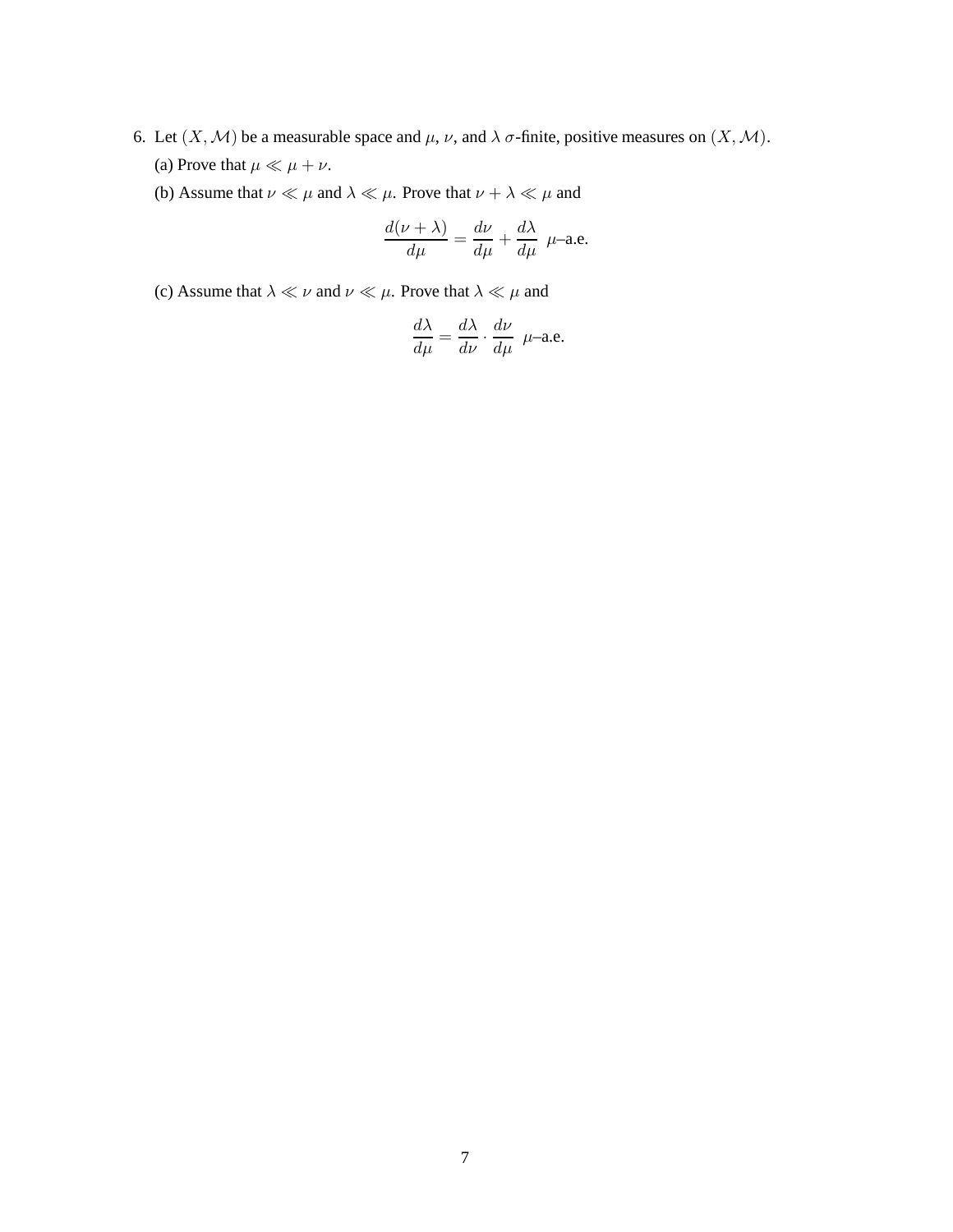6. Let $(X, \mathcal{M})$ be a measurable space and $\mu$, $\nu$, and $\lambda$ $\sigma$-finite, positive measures on $(X, \mathcal{M})$.

   (a) Prove that $\mu \ll \mu + \nu$.

   (b) Assume that $\nu \ll \mu$ and $\lambda \ll \mu$. Prove that $\nu + \lambda \ll \mu$ and

$$\frac{d(\nu + \lambda)}{d\mu} = \frac{d\nu}{d\mu} + \frac{d\lambda}{d\mu} \;\; \mu\text{–a.e.}$$

   (c) Assume that $\lambda \ll \nu$ and $\nu \ll \mu$. Prove that $\lambda \ll \mu$ and

$$\frac{d\lambda}{d\mu} = \frac{d\lambda}{d\nu} \cdot \frac{d\nu}{d\mu} \;\; \mu\text{–a.e.}$$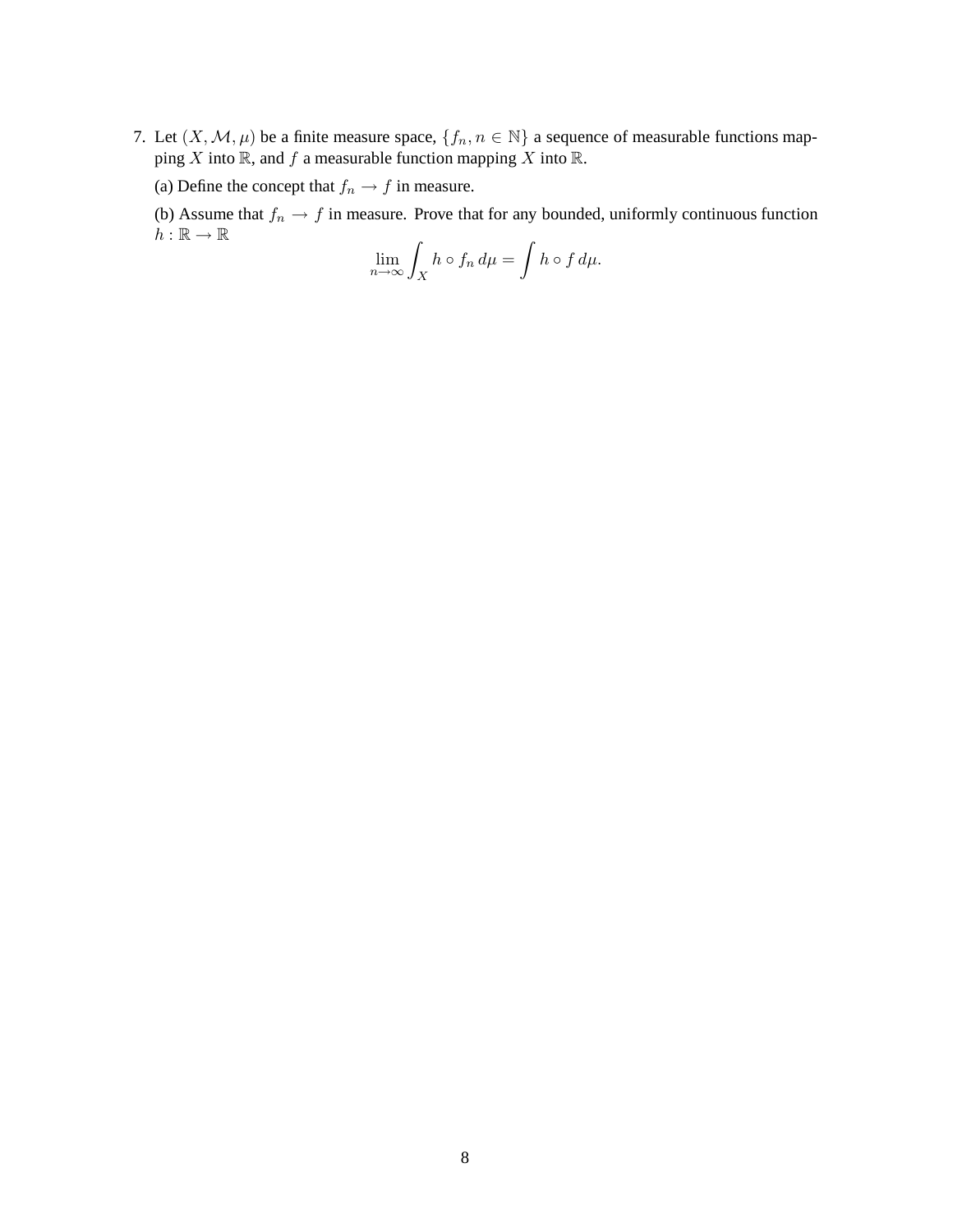7. Let $(X, \mathcal{M}, \mu)$ be a finite measure space, $\{f_n, n \in \mathbb{N}\}$ a sequence of measurable functions mapping $X$ into $\mathbb{R}$, and $f$ a measurable function mapping $X$ into $\mathbb{R}$.

   (a) Define the concept that $f_n \to f$ in measure.

   (b) Assume that $f_n \to f$ in measure. Prove that for any bounded, uniformly continuous function $h : \mathbb{R} \to \mathbb{R}$

$$\lim_{n\to\infty} \int_X h \circ f_n \, d\mu = \int h \circ f \, d\mu.$$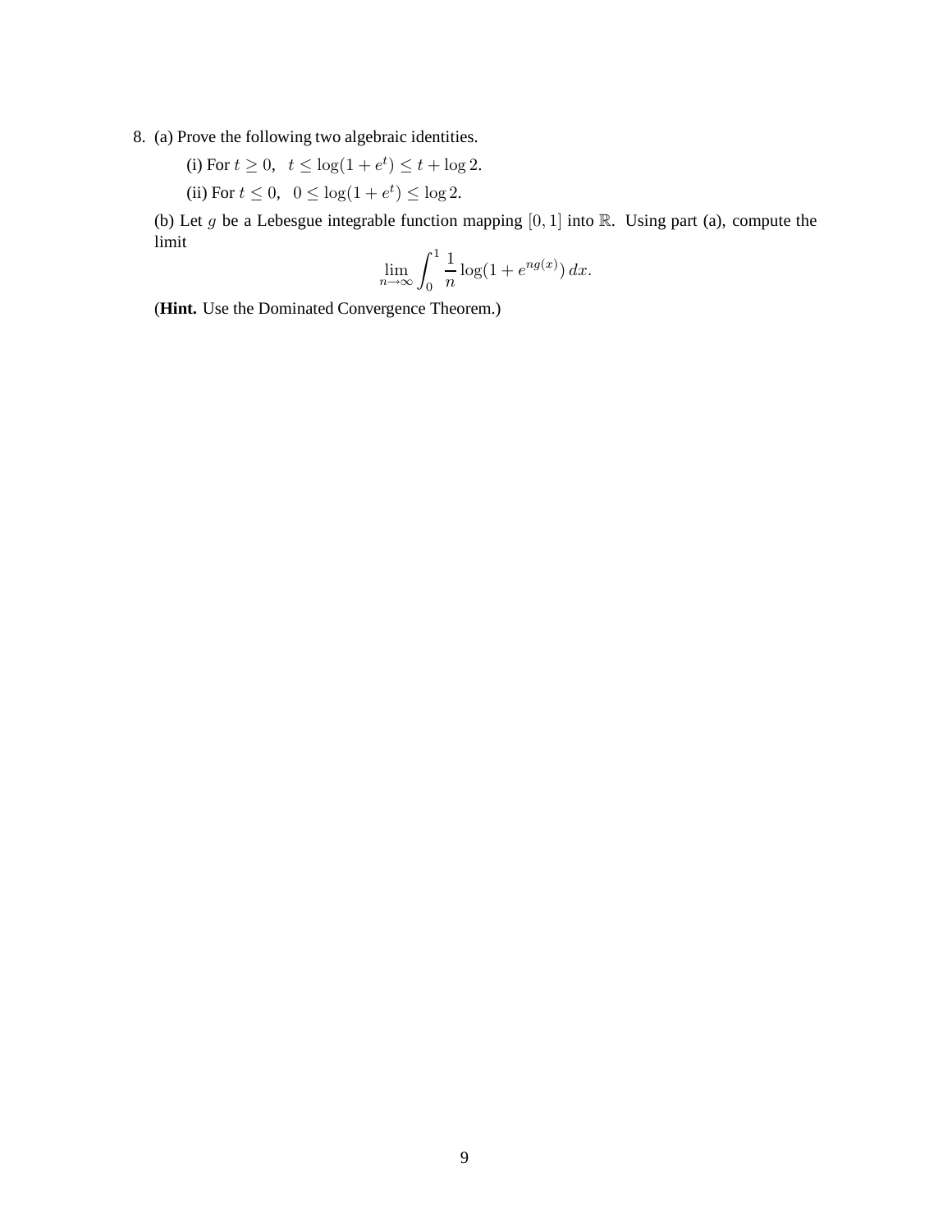8. (a) Prove the following two algebraic identities.

   (i) For $t \geq 0$, $\; t \leq \log(1 + e^t) \leq t + \log 2$.

   (ii) For $t \leq 0$, $\; 0 \leq \log(1 + e^t) \leq \log 2$.

   (b) Let $g$ be a Lebesgue integrable function mapping $[0, 1]$ into $\mathbb{R}$. Using part (a), compute the limit

$$\lim_{n \to \infty} \int_0^1 \frac{1}{n} \log(1 + e^{ng(x)})\, dx.$$

   (**Hint.** Use the Dominated Convergence Theorem.)